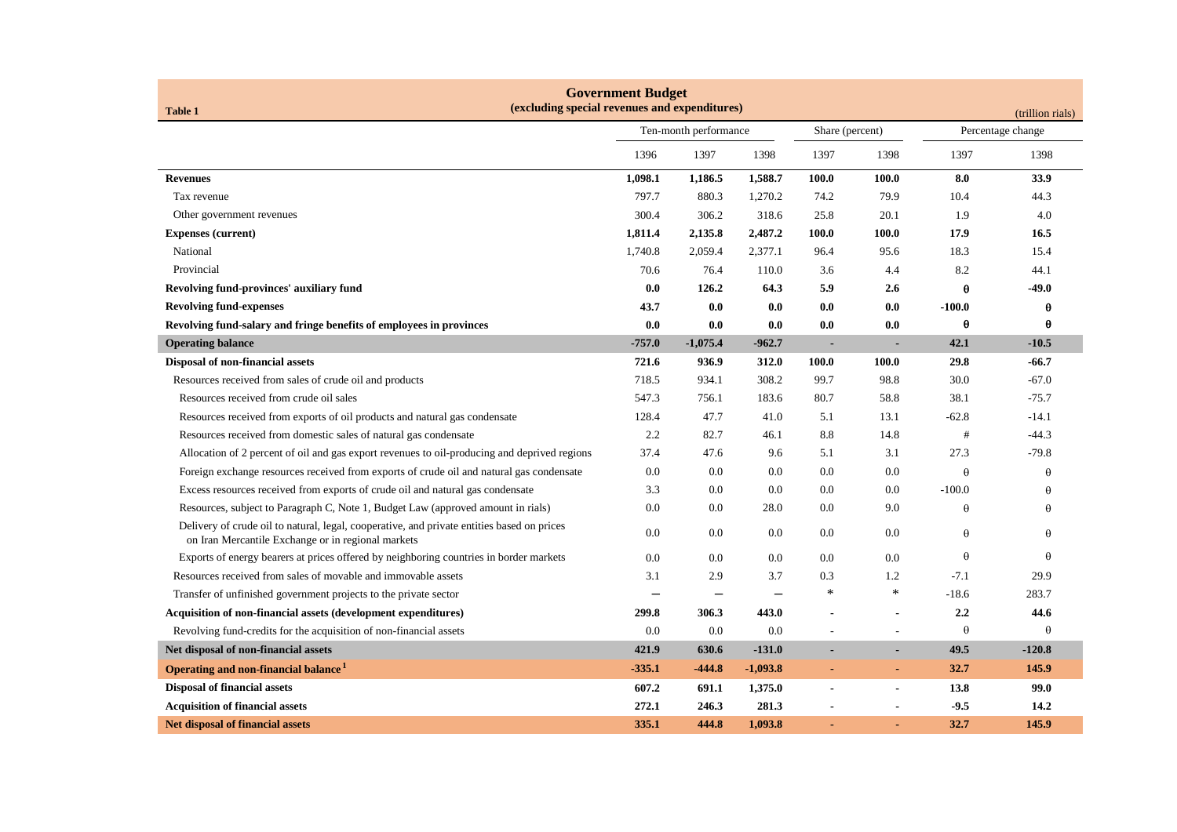## Government Budget

**(excluding special revenues and expenditures)**

**Table 1**

(trillion rials)

| | Ten-month performance | | | Share (percent) | | Percentage change | |
|---|---|---|---|---|---|---|---|
| | 1396 | 1397 | 1398 | 1397 | 1398 | 1397 | 1398 |
| **Revenues** | **1,098.1** | **1,186.5** | **1,588.7** | **100.0** | **100.0** | **8.0** | **33.9** |
| Tax revenue | 797.7 | 880.3 | 1,270.2 | 74.2 | 79.9 | 10.4 | 44.3 |
| Other government revenues | 300.4 | 306.2 | 318.6 | 25.8 | 20.1 | 1.9 | 4.0 |
| **Expenses (current)** | **1,811.4** | **2,135.8** | **2,487.2** | **100.0** | **100.0** | **17.9** | **16.5** |
| National | 1,740.8 | 2,059.4 | 2,377.1 | 96.4 | 95.6 | 18.3 | 15.4 |
| Provincial | 70.6 | 76.4 | 110.0 | 3.6 | 4.4 | 8.2 | 44.1 |
| **Revolving fund-provinces' auxiliary fund** | **0.0** | **126.2** | **64.3** | **5.9** | **2.6** | **θ** | **-49.0** |
| **Revolving fund-expenses** | **43.7** | **0.0** | **0.0** | **0.0** | **0.0** | **-100.0** | **θ** |
| **Revolving fund-salary and fringe benefits of employees in provinces** | **0.0** | **0.0** | **0.0** | **0.0** | **0.0** | **θ** | **θ** |
| **Operating balance** | **-757.0** | **-1,075.4** | **-962.7** | **-** | **-** | **42.1** | **-10.5** |
| **Disposal of non-financial assets** | **721.6** | **936.9** | **312.0** | **100.0** | **100.0** | **29.8** | **-66.7** |
| Resources received from sales of crude oil and products | 718.5 | 934.1 | 308.2 | 99.7 | 98.8 | 30.0 | -67.0 |
| Resources received from crude oil sales | 547.3 | 756.1 | 183.6 | 80.7 | 58.8 | 38.1 | -75.7 |
| Resources received from exports of oil products and natural gas condensate | 128.4 | 47.7 | 41.0 | 5.1 | 13.1 | -62.8 | -14.1 |
| Resources received from domestic sales of natural gas condensate | 2.2 | 82.7 | 46.1 | 8.8 | 14.8 | # | -44.3 |
| Allocation of 2 percent of oil and gas export revenues to oil-producing and deprived regions | 37.4 | 47.6 | 9.6 | 5.1 | 3.1 | 27.3 | -79.8 |
| Foreign exchange resources received from exports of crude oil and natural gas condensate | 0.0 | 0.0 | 0.0 | 0.0 | 0.0 | θ | θ |
| Excess resources received from exports of crude oil and natural gas condensate | 3.3 | 0.0 | 0.0 | 0.0 | 0.0 | -100.0 | θ |
| Resources, subject to Paragraph C, Note 1, Budget Law (approved amount in rials) | 0.0 | 0.0 | 28.0 | 0.0 | 9.0 | θ | θ |
| Delivery of crude oil to natural, legal, cooperative, and private entities based on prices on Iran Mercantile Exchange or in regional markets | 0.0 | 0.0 | 0.0 | 0.0 | 0.0 | θ | θ |
| Exports of energy bearers at prices offered by neighboring countries in border markets | 0.0 | 0.0 | 0.0 | 0.0 | 0.0 | θ | θ |
| Resources received from sales of movable and immovable assets | 3.1 | 2.9 | 3.7 | 0.3 | 1.2 | -7.1 | 29.9 |
| Transfer of unfinished government projects to the private sector | — | — | — | * | * | -18.6 | 283.7 |
| **Acquisition of non-financial assets (development expenditures)** | **299.8** | **306.3** | **443.0** | **-** | **-** | **2.2** | **44.6** |
| Revolving fund-credits for the acquisition of non-financial assets | 0.0 | 0.0 | 0.0 | - | - | θ | θ |
| **Net disposal of non-financial assets** | **421.9** | **630.6** | **-131.0** | **-** | **-** | **49.5** | **-120.8** |
| **Operating and non-financial balance [1]** | **-335.1** | **-444.8** | **-1,093.8** | **-** | **-** | **32.7** | **145.9** |
| **Disposal of financial assets** | **607.2** | **691.1** | **1,375.0** | **-** | **-** | **13.8** | **99.0** |
| **Acquisition of financial assets** | **272.1** | **246.3** | **281.3** | **-** | **-** | **-9.5** | **14.2** |
| **Net disposal of financial assets** | **335.1** | **444.8** | **1,093.8** | **-** | **-** | **32.7** | **145.9** |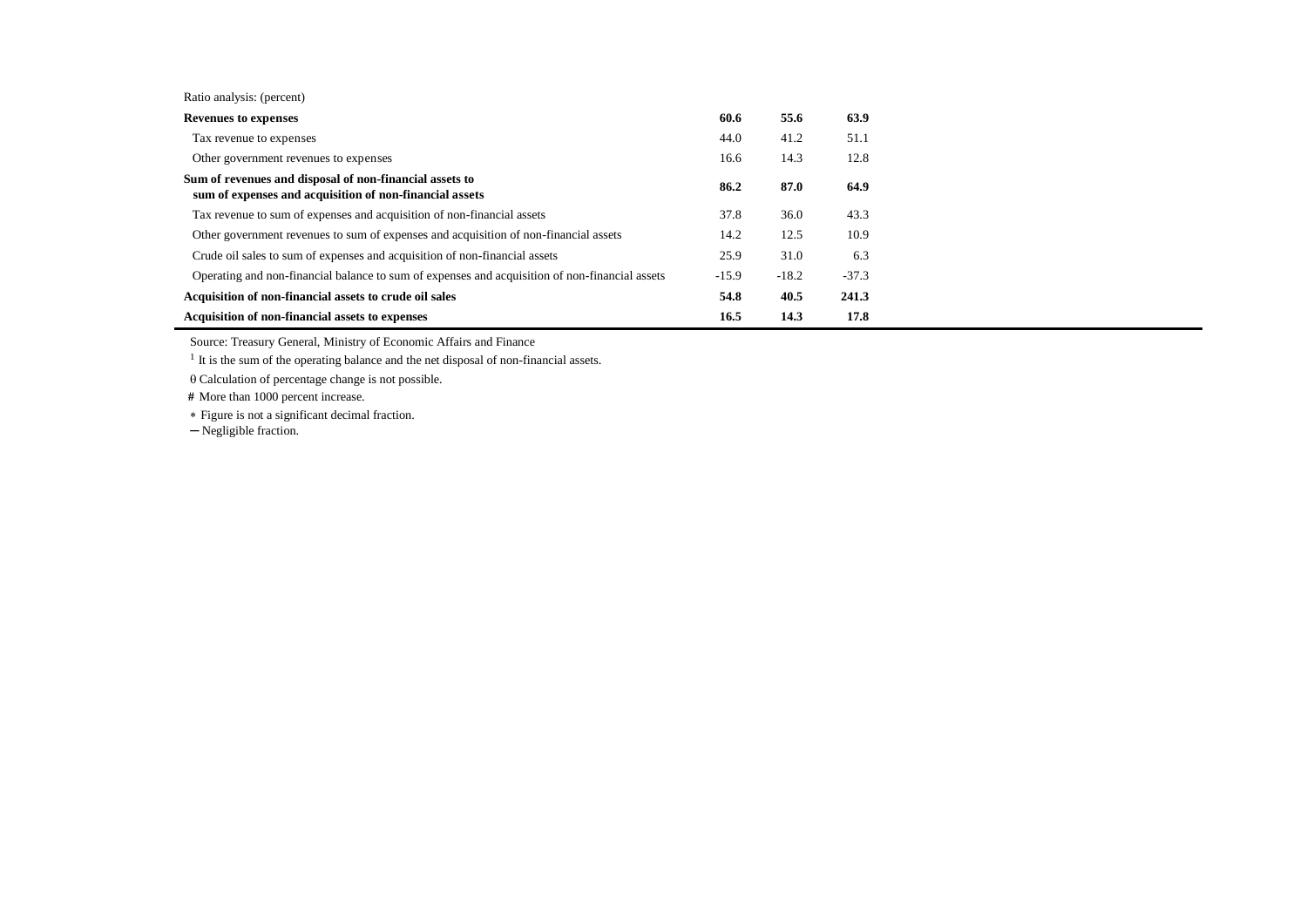| Ratio analysis: (percent) | | | |
|---|---|---|---|
| **Revenues to expenses** | **60.6** | **55.6** | **63.9** |
| Tax revenue to expenses | 44.0 | 41.2 | 51.1 |
| Other government revenues to expenses | 16.6 | 14.3 | 12.8 |
| **Sum of revenues and disposal of non-financial assets to sum of expenses and acquisition of non-financial assets** | **86.2** | **87.0** | **64.9** |
| Tax revenue to sum of expenses and acquisition of non-financial assets | 37.8 | 36.0 | 43.3 |
| Other government revenues to sum of expenses and acquisition of non-financial assets | 14.2 | 12.5 | 10.9 |
| Crude oil sales to sum of expenses and acquisition of non-financial assets | 25.9 | 31.0 | 6.3 |
| Operating and non-financial balance to sum of expenses and acquisition of non-financial assets | -15.9 | -18.2 | -37.3 |
| **Acquisition of non-financial assets to crude oil sales** | **54.8** | **40.5** | **241.3** |
| **Acquisition of non-financial assets to expenses** | **16.5** | **14.3** | **17.8** |

Source: Treasury General, Ministry of Economic Affairs and Finance

[1] It is the sum of the operating balance and the net disposal of non-financial assets.

θ Calculation of percentage change is not possible.

# More than 1000 percent increase.

∗ Figure is not a significant decimal fraction.

─ Negligible fraction.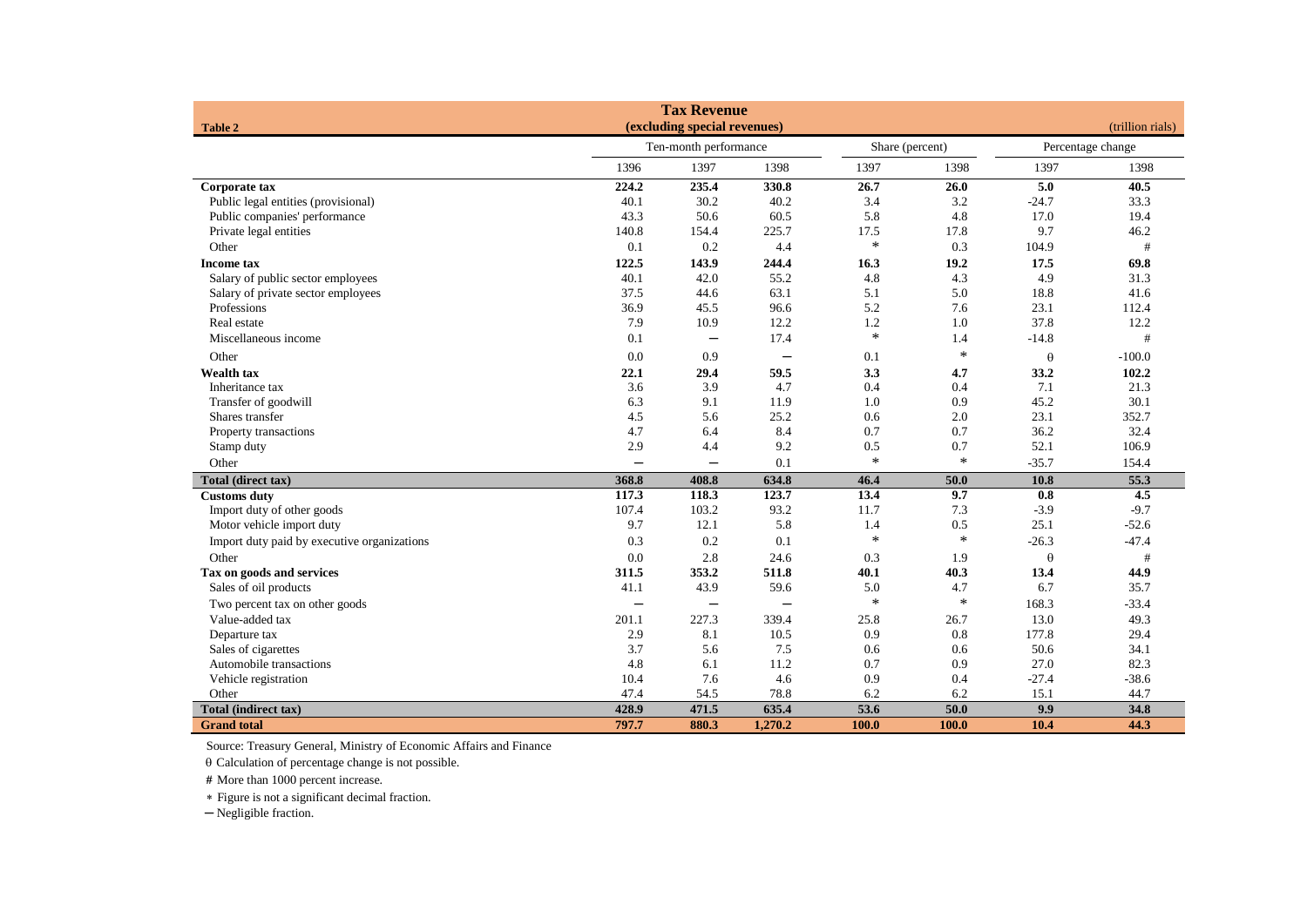**Table 2**

## Tax Revenue
**(excluding special revenues)**

(trillion rials)

| | Ten-month performance | | | Share (percent) | | Percentage change | |
|---|---|---|---|---|---|---|---|
| | 1396 | 1397 | 1398 | 1397 | 1398 | 1397 | 1398 |
| **Corporate tax** | **224.2** | **235.4** | **330.8** | **26.7** | **26.0** | **5.0** | **40.5** |
| Public legal entities (provisional) | 40.1 | 30.2 | 40.2 | 3.4 | 3.2 | -24.7 | 33.3 |
| Public companies' performance | 43.3 | 50.6 | 60.5 | 5.8 | 4.8 | 17.0 | 19.4 |
| Private legal entities | 140.8 | 154.4 | 225.7 | 17.5 | 17.8 | 9.7 | 46.2 |
| Other | 0.1 | 0.2 | 4.4 | * | 0.3 | 104.9 | # |
| **Income tax** | **122.5** | **143.9** | **244.4** | **16.3** | **19.2** | **17.5** | **69.8** |
| Salary of public sector employees | 40.1 | 42.0 | 55.2 | 4.8 | 4.3 | 4.9 | 31.3 |
| Salary of private sector employees | 37.5 | 44.6 | 63.1 | 5.1 | 5.0 | 18.8 | 41.6 |
| Professions | 36.9 | 45.5 | 96.6 | 5.2 | 7.6 | 23.1 | 112.4 |
| Real estate | 7.9 | 10.9 | 12.2 | 1.2 | 1.0 | 37.8 | 12.2 |
| Miscellaneous income | 0.1 | — | 17.4 | * | 1.4 | -14.8 | # |
| Other | 0.0 | 0.9 | — | 0.1 | * | θ | -100.0 |
| **Wealth tax** | **22.1** | **29.4** | **59.5** | **3.3** | **4.7** | **33.2** | **102.2** |
| Inheritance tax | 3.6 | 3.9 | 4.7 | 0.4 | 0.4 | 7.1 | 21.3 |
| Transfer of goodwill | 6.3 | 9.1 | 11.9 | 1.0 | 0.9 | 45.2 | 30.1 |
| Shares transfer | 4.5 | 5.6 | 25.2 | 0.6 | 2.0 | 23.1 | 352.7 |
| Property transactions | 4.7 | 6.4 | 8.4 | 0.7 | 0.7 | 36.2 | 32.4 |
| Stamp duty | 2.9 | 4.4 | 9.2 | 0.5 | 0.7 | 52.1 | 106.9 |
| Other | — | — | 0.1 | * | * | -35.7 | 154.4 |
| **Total (direct tax)** | **368.8** | **408.8** | **634.8** | **46.4** | **50.0** | **10.8** | **55.3** |
| **Customs duty** | **117.3** | **118.3** | **123.7** | **13.4** | **9.7** | **0.8** | **4.5** |
| Import duty of other goods | 107.4 | 103.2 | 93.2 | 11.7 | 7.3 | -3.9 | -9.7 |
| Motor vehicle import duty | 9.7 | 12.1 | 5.8 | 1.4 | 0.5 | 25.1 | -52.6 |
| Import duty paid by executive organizations | 0.3 | 0.2 | 0.1 | * | * | -26.3 | -47.4 |
| Other | 0.0 | 2.8 | 24.6 | 0.3 | 1.9 | θ | # |
| **Tax on goods and services** | **311.5** | **353.2** | **511.8** | **40.1** | **40.3** | **13.4** | **44.9** |
| Sales of oil products | 41.1 | 43.9 | 59.6 | 5.0 | 4.7 | 6.7 | 35.7 |
| Two percent tax on other goods | — | — | — | * | * | 168.3 | -33.4 |
| Value-added tax | 201.1 | 227.3 | 339.4 | 25.8 | 26.7 | 13.0 | 49.3 |
| Departure tax | 2.9 | 8.1 | 10.5 | 0.9 | 0.8 | 177.8 | 29.4 |
| Sales of cigarettes | 3.7 | 5.6 | 7.5 | 0.6 | 0.6 | 50.6 | 34.1 |
| Automobile transactions | 4.8 | 6.1 | 11.2 | 0.7 | 0.9 | 27.0 | 82.3 |
| Vehicle registration | 10.4 | 7.6 | 4.6 | 0.9 | 0.4 | -27.4 | -38.6 |
| Other | 47.4 | 54.5 | 78.8 | 6.2 | 6.2 | 15.1 | 44.7 |
| **Total (indirect tax)** | **428.9** | **471.5** | **635.4** | **53.6** | **50.0** | **9.9** | **34.8** |
| **Grand total** | **797.7** | **880.3** | **1,270.2** | **100.0** | **100.0** | **10.4** | **44.3** |

Source: Treasury General, Ministry of Economic Affairs and Finance

θ Calculation of percentage change is not possible.

# More than 1000 percent increase.

* Figure is not a significant decimal fraction.

— Negligible fraction.